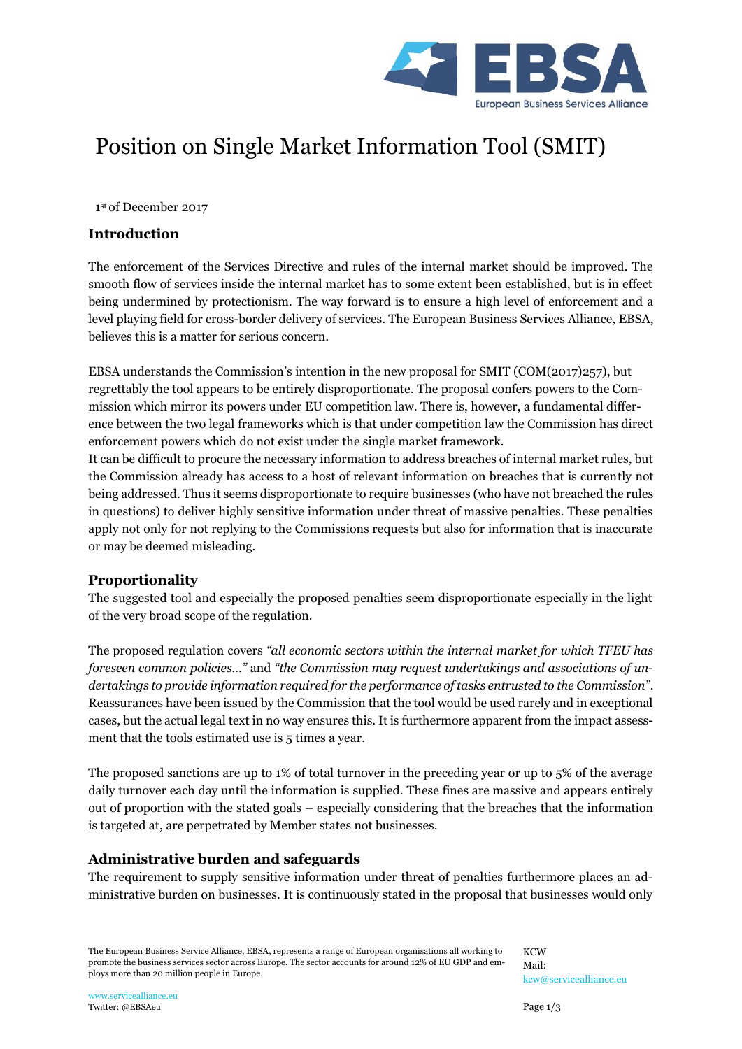# Position on Single Market Information Tool (SMIT)

1st of December 2017

## Introduction

The enforcement of the Services Directive and rules of the internal market should be improved. The smooth flow of services inside the internal market has to some extent been established, but is in effect being undermined by protectionism. The way forward is to ensure a high level of enforcement and a level playing field for cross-border delivery of services. The European Business Services Alliance, EBSA, believes this is a matter for serious concern.

EBSA understands the Commission's intention in the new proposal for SMIT (COM(2017)257), but regrettably the tool appears to be entirely disproportionate. The proposal confers powers to the Commission which mirror its powers under EU competition law. There is, however, a fundamental difference between the two legal frameworks which is that under competition law the Commission has direct enforcement powers which do not exist under the single market framework.

It can be difficult to procure the necessary information to address breaches of internal market rules, but the Commission already has access to a host of relevant information on breaches that is currently not being addressed. Thus it seems disproportionate to require businesses (who have not breached the rules in questions) to deliver highly sensitive information under threat of massive penalties. These penalties apply not only for not replying to the Commissions requests but also for information that is inaccurate or may be deemed misleading.

## Proportionality

The suggested tool and especially the proposed penalties seem disproportionate especially in the light of the very broad scope of the regulation.

The proposed regulation covers *"all economic sectors within the internal market for which TFEU has foreseen common policies..."* and *"the Commission may request undertakings and associations of undertakings to provide information required for the performance of tasks entrusted to the Commission"*. Reassurances have been issued by the Commission that the tool would be used rarely and in exceptional cases, but the actual legal text in no way ensures this. It is furthermore apparent from the impact assessment that the tools estimated use is 5 times a year.

The proposed sanctions are up to 1% of total turnover in the preceding year or up to 5% of the average daily turnover each day until the information is supplied. These fines are massive and appears entirely out of proportion with the stated goals – especially considering that the breaches that the information is targeted at, are perpetrated by Member states not businesses.

## Administrative burden and safeguards

The requirement to supply sensitive information under threat of penalties furthermore places an administrative burden on businesses. It is continuously stated in the proposal that businesses would only

The European Business Service Alliance, EBSA, represents a range of European organisations all working to promote the business services sector across Europe. The sector accounts for around 12% of EU GDP and employs more than 20 million people in Europe.

KCW
Mail: kcw@servicealliance.eu

www.servicealliance.eu
Twitter: @EBSAeu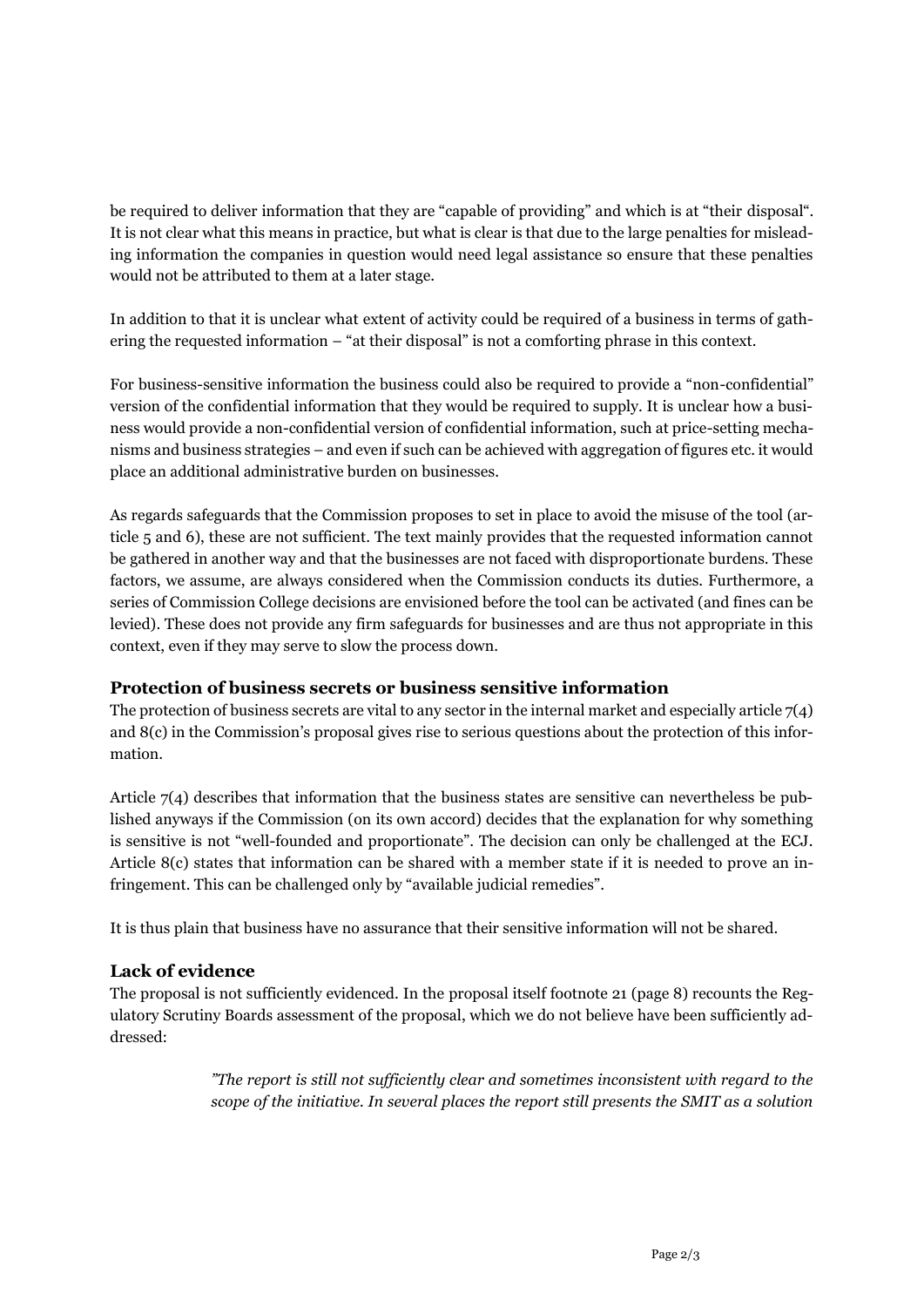be required to deliver information that they are "capable of providing" and which is at "their disposal". It is not clear what this means in practice, but what is clear is that due to the large penalties for misleading information the companies in question would need legal assistance so ensure that these penalties would not be attributed to them at a later stage.

In addition to that it is unclear what extent of activity could be required of a business in terms of gathering the requested information – "at their disposal" is not a comforting phrase in this context.

For business-sensitive information the business could also be required to provide a "non-confidential" version of the confidential information that they would be required to supply. It is unclear how a business would provide a non-confidential version of confidential information, such at price-setting mechanisms and business strategies – and even if such can be achieved with aggregation of figures etc. it would place an additional administrative burden on businesses.

As regards safeguards that the Commission proposes to set in place to avoid the misuse of the tool (article 5 and 6), these are not sufficient. The text mainly provides that the requested information cannot be gathered in another way and that the businesses are not faced with disproportionate burdens. These factors, we assume, are always considered when the Commission conducts its duties. Furthermore, a series of Commission College decisions are envisioned before the tool can be activated (and fines can be levied). These does not provide any firm safeguards for businesses and are thus not appropriate in this context, even if they may serve to slow the process down.

## Protection of business secrets or business sensitive information

The protection of business secrets are vital to any sector in the internal market and especially article 7(4) and 8(c) in the Commission's proposal gives rise to serious questions about the protection of this information.

Article 7(4) describes that information that the business states are sensitive can nevertheless be published anyways if the Commission (on its own accord) decides that the explanation for why something is sensitive is not "well-founded and proportionate". The decision can only be challenged at the ECJ. Article 8(c) states that information can be shared with a member state if it is needed to prove an infringement. This can be challenged only by "available judicial remedies".

It is thus plain that business have no assurance that their sensitive information will not be shared.

## Lack of evidence

The proposal is not sufficiently evidenced. In the proposal itself footnote 21 (page 8) recounts the Regulatory Scrutiny Boards assessment of the proposal, which we do not believe have been sufficiently addressed:

> *"The report is still not sufficiently clear and sometimes inconsistent with regard to the scope of the initiative. In several places the report still presents the SMIT as a solution*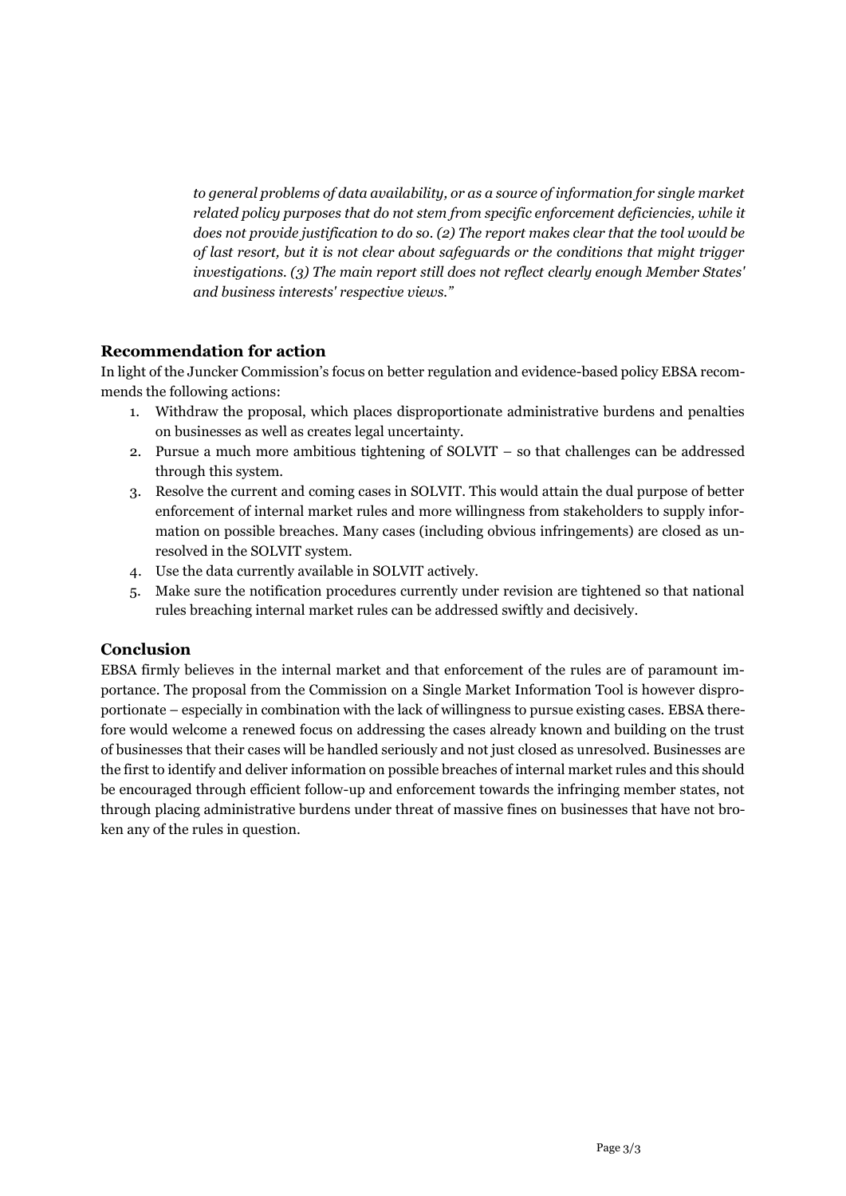*to general problems of data availability, or as a source of information for single market related policy purposes that do not stem from specific enforcement deficiencies, while it does not provide justification to do so. (2) The report makes clear that the tool would be of last resort, but it is not clear about safeguards or the conditions that might trigger investigations. (3) The main report still does not reflect clearly enough Member States' and business interests' respective views."*

## Recommendation for action

In light of the Juncker Commission's focus on better regulation and evidence-based policy EBSA recommends the following actions:

1. Withdraw the proposal, which places disproportionate administrative burdens and penalties on businesses as well as creates legal uncertainty.
2. Pursue a much more ambitious tightening of SOLVIT – so that challenges can be addressed through this system.
3. Resolve the current and coming cases in SOLVIT. This would attain the dual purpose of better enforcement of internal market rules and more willingness from stakeholders to supply information on possible breaches. Many cases (including obvious infringements) are closed as unresolved in the SOLVIT system.
4. Use the data currently available in SOLVIT actively.
5. Make sure the notification procedures currently under revision are tightened so that national rules breaching internal market rules can be addressed swiftly and decisively.

## Conclusion

EBSA firmly believes in the internal market and that enforcement of the rules are of paramount importance. The proposal from the Commission on a Single Market Information Tool is however disproportionate – especially in combination with the lack of willingness to pursue existing cases. EBSA therefore would welcome a renewed focus on addressing the cases already known and building on the trust of businesses that their cases will be handled seriously and not just closed as unresolved. Businesses are the first to identify and deliver information on possible breaches of internal market rules and this should be encouraged through efficient follow-up and enforcement towards the infringing member states, not through placing administrative burdens under threat of massive fines on businesses that have not broken any of the rules in question.